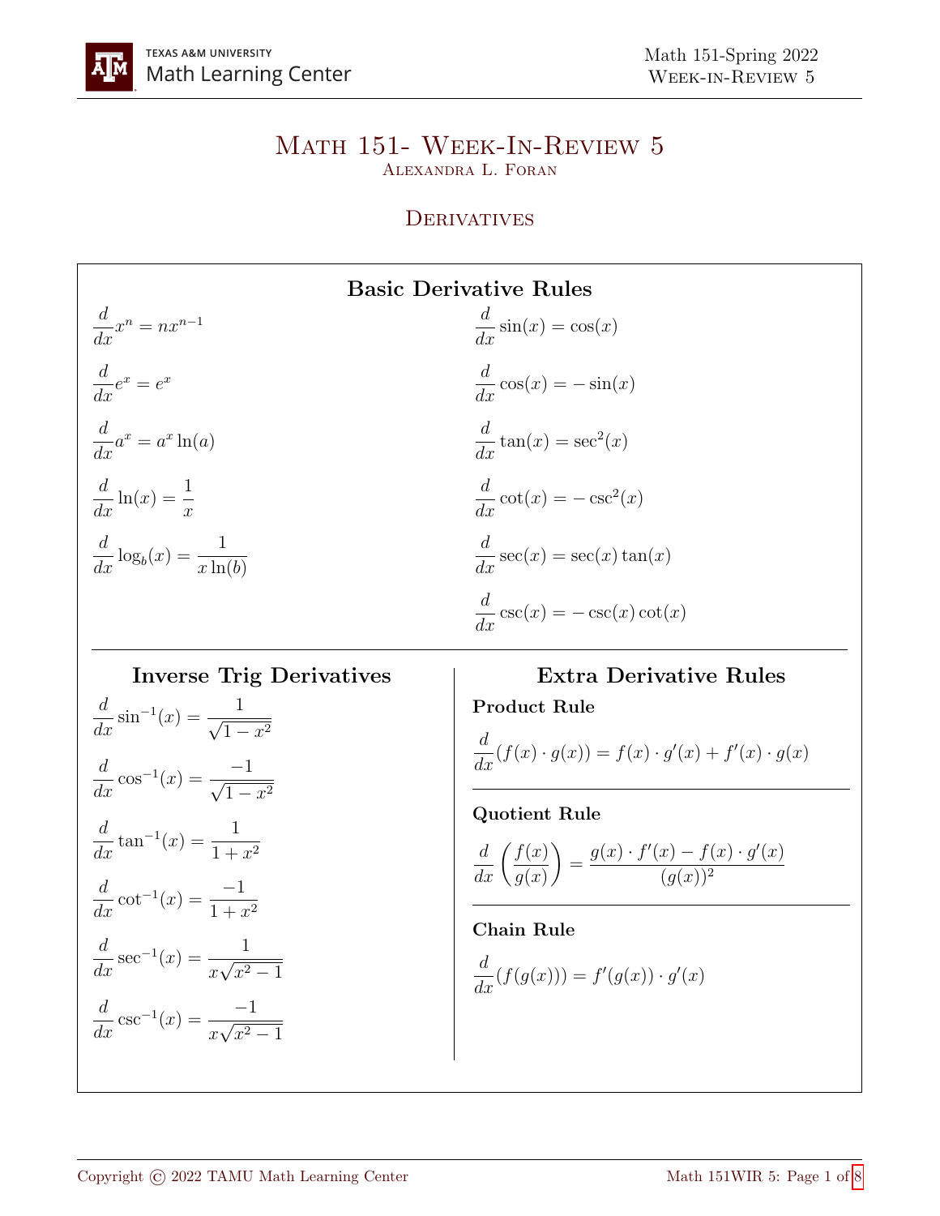# Math 151- Week-In-Review 5

Alexandra L. Foran

## Derivatives

### Basic Derivative Rules

$$\frac{d}{dx}x^n = nx^{n-1}$$

$$\frac{d}{dx}e^x = e^x$$

$$\frac{d}{dx}a^x = a^x \ln(a)$$

$$\frac{d}{dx}\ln(x) = \frac{1}{x}$$

$$\frac{d}{dx}\log_b(x) = \frac{1}{x\ln(b)}$$

$$\frac{d}{dx}\sin(x) = \cos(x)$$

$$\frac{d}{dx}\cos(x) = -\sin(x)$$

$$\frac{d}{dx}\tan(x) = \sec^2(x)$$

$$\frac{d}{dx}\cot(x) = -\csc^2(x)$$

$$\frac{d}{dx}\sec(x) = \sec(x)\tan(x)$$

$$\frac{d}{dx}\csc(x) = -\csc(x)\cot(x)$$

### Inverse Trig Derivatives

$$\frac{d}{dx}\sin^{-1}(x) = \frac{1}{\sqrt{1-x^2}}$$

$$\frac{d}{dx}\cos^{-1}(x) = \frac{-1}{\sqrt{1-x^2}}$$

$$\frac{d}{dx}\tan^{-1}(x) = \frac{1}{1+x^2}$$

$$\frac{d}{dx}\cot^{-1}(x) = \frac{-1}{1+x^2}$$

$$\frac{d}{dx}\sec^{-1}(x) = \frac{1}{x\sqrt{x^2-1}}$$

$$\frac{d}{dx}\csc^{-1}(x) = \frac{-1}{x\sqrt{x^2-1}}$$

### Extra Derivative Rules

**Product Rule**

$$\frac{d}{dx}(f(x)\cdot g(x)) = f(x)\cdot g'(x) + f'(x)\cdot g(x)$$

**Quotient Rule**

$$\frac{d}{dx}\left(\frac{f(x)}{g(x)}\right) = \frac{g(x)\cdot f'(x) - f(x)\cdot g'(x)}{(g(x))^2}$$

**Chain Rule**

$$\frac{d}{dx}(f(g(x))) = f'(g(x))\cdot g'(x)$$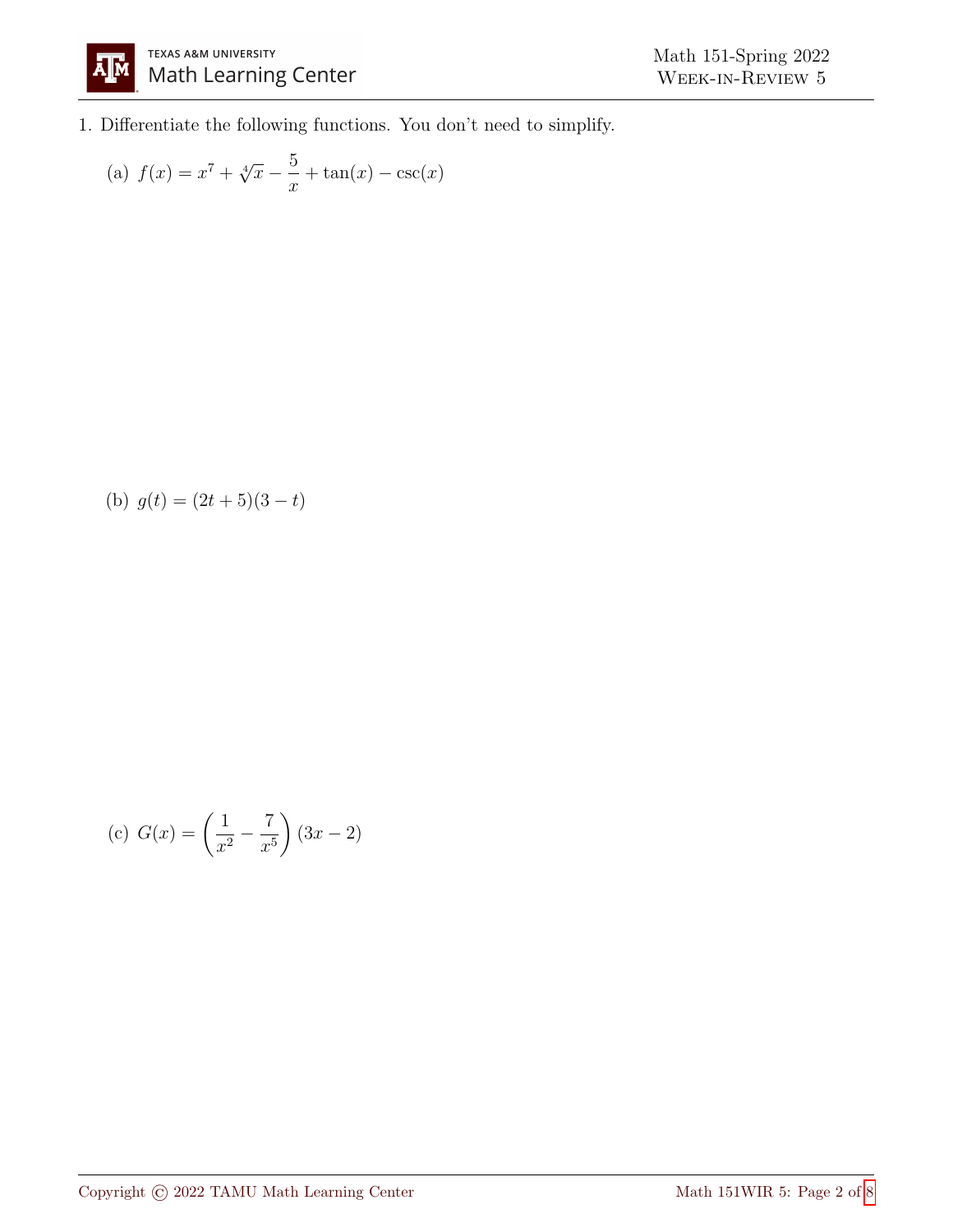1. Differentiate the following functions. You don't need to simplify.

   (a) $f(x) = x^7 + \sqrt[4]{x} - \dfrac{5}{x} + \tan(x) - \csc(x)$

   (b) $g(t) = (2t + 5)(3 - t)$

   (c) $G(x) = \left(\dfrac{1}{x^2} - \dfrac{7}{x^5}\right)(3x - 2)$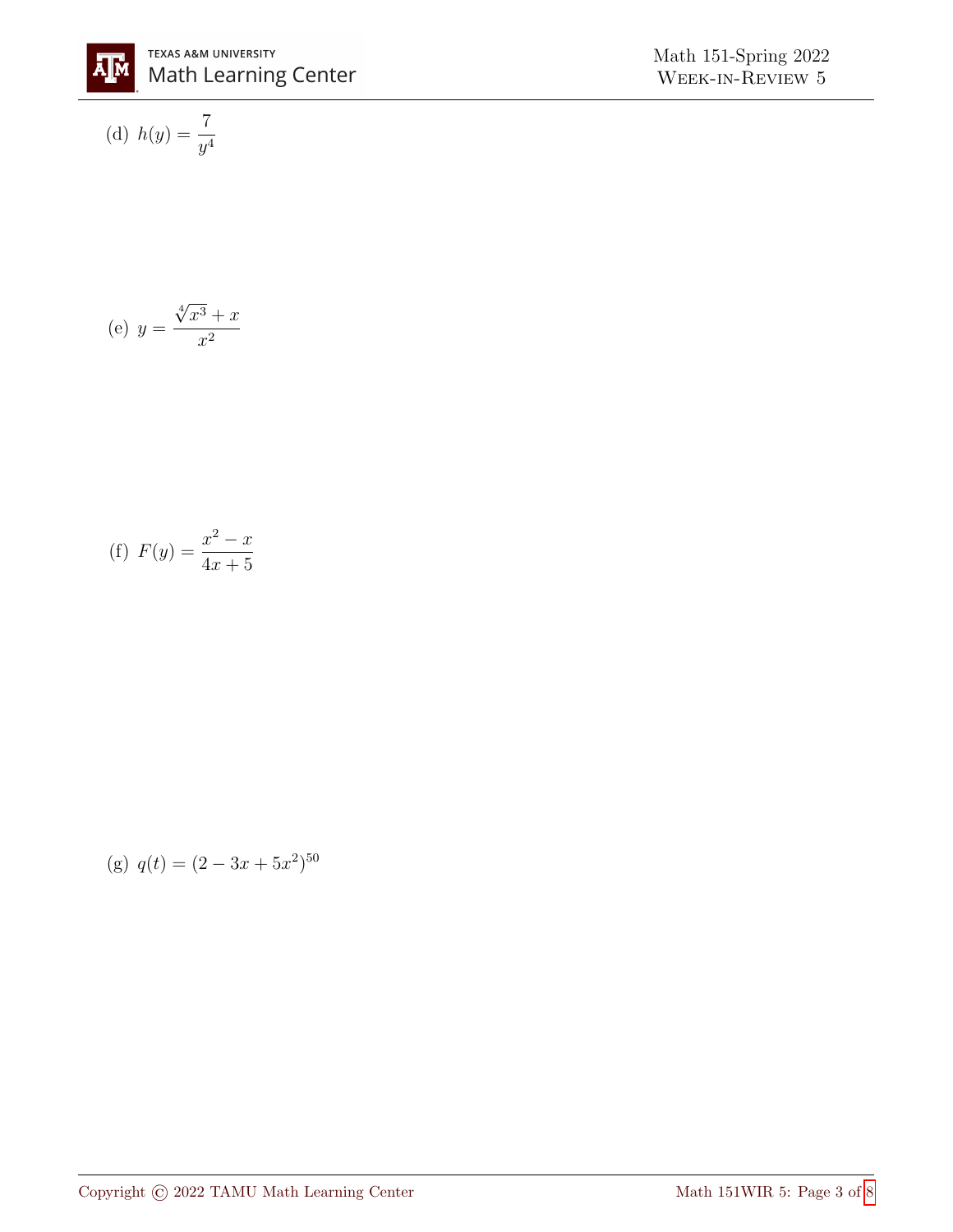(d) $h(y) = \dfrac{7}{y^4}$

(e) $y = \dfrac{\sqrt[4]{x^3} + x}{x^2}$

(f) $F(y) = \dfrac{x^2 - x}{4x + 5}$

(g) $q(t) = (2 - 3x + 5x^2)^{50}$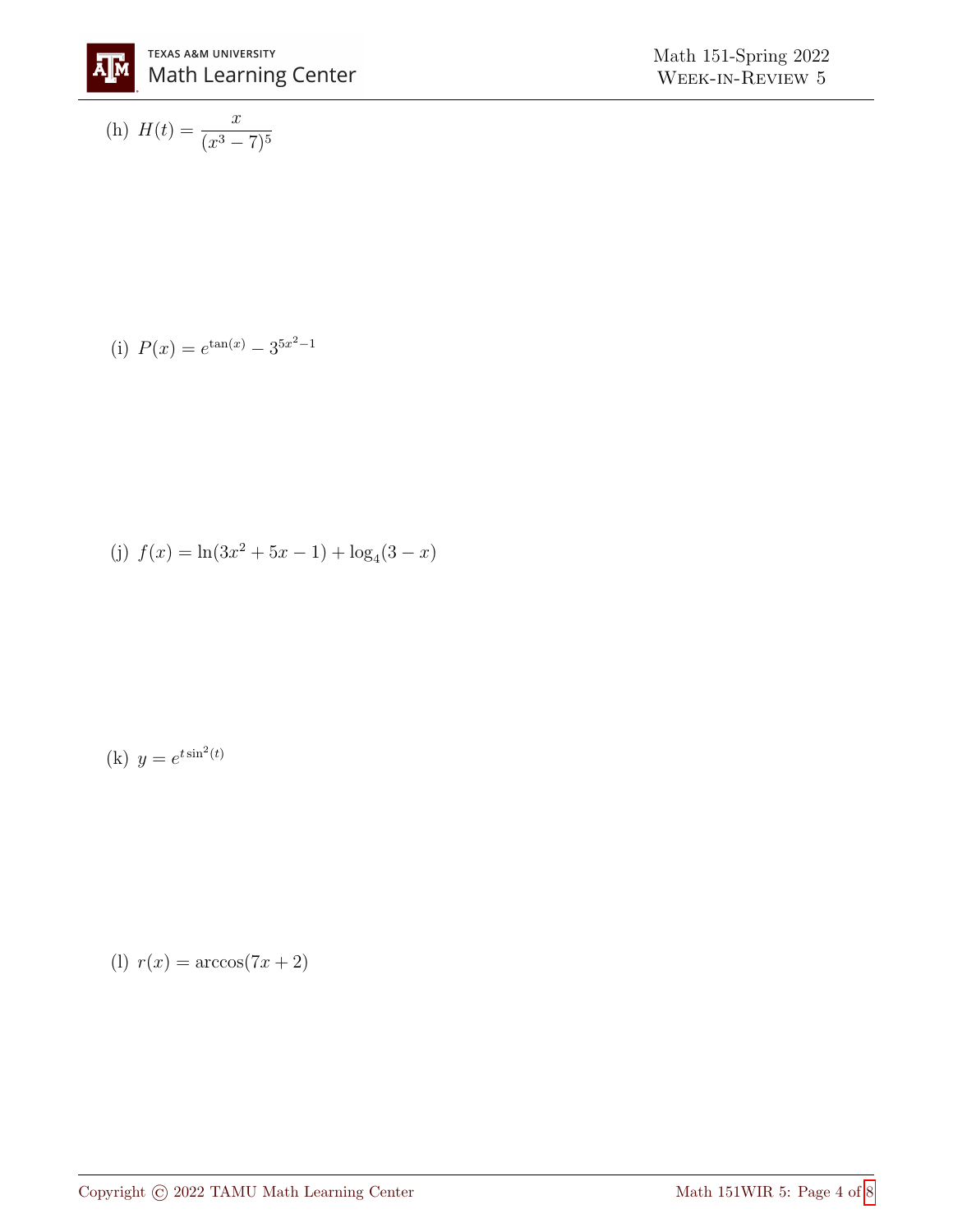(h) $H(t) = \dfrac{x}{(x^3 - 7)^5}$

(i) $P(x) = e^{\tan(x)} - 3^{5x^2 - 1}$

(j) $f(x) = \ln(3x^2 + 5x - 1) + \log_4(3 - x)$

(k) $y = e^{t \sin^2(t)}$

(l) $r(x) = \arccos(7x + 2)$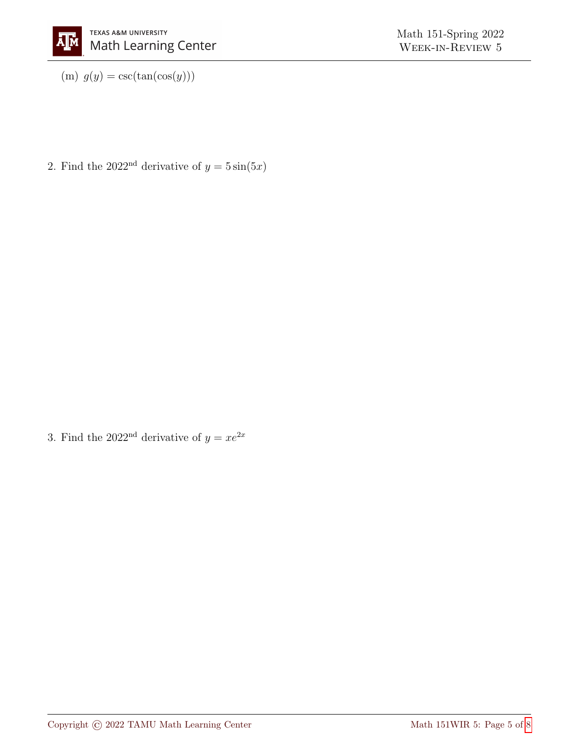(m) $g(y) = \csc(\tan(\cos(y)))$

2. Find the $2022^{\text{nd}}$ derivative of $y = 5\sin(5x)$

3. Find the $2022^{\text{nd}}$ derivative of $y = xe^{2x}$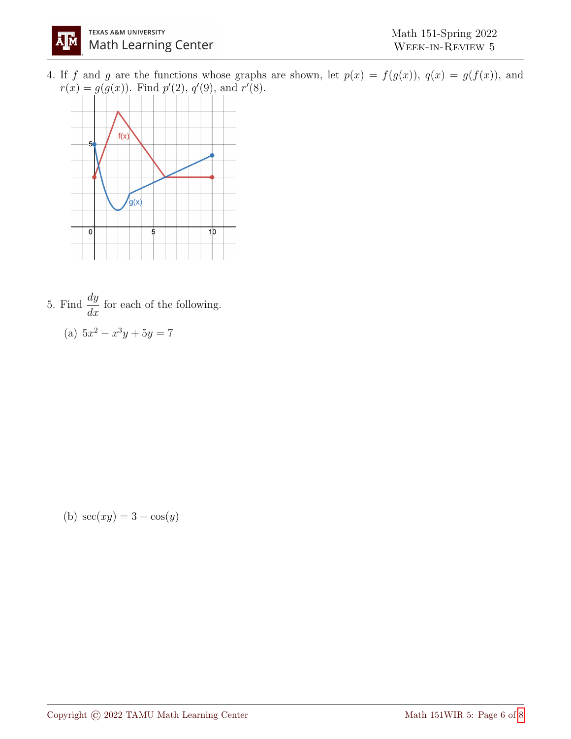4. If $f$ and $g$ are the functions whose graphs are shown, let $p(x) = f(g(x))$, $q(x) = g(f(x))$, and $r(x) = g(g(x))$. Find $p'(2)$, $q'(9)$, and $r'(8)$.

5. Find $\dfrac{dy}{dx}$ for each of the following.

   (a) $5x^2 - x^3y + 5y = 7$

   (b) $\sec(xy) = 3 - \cos(y)$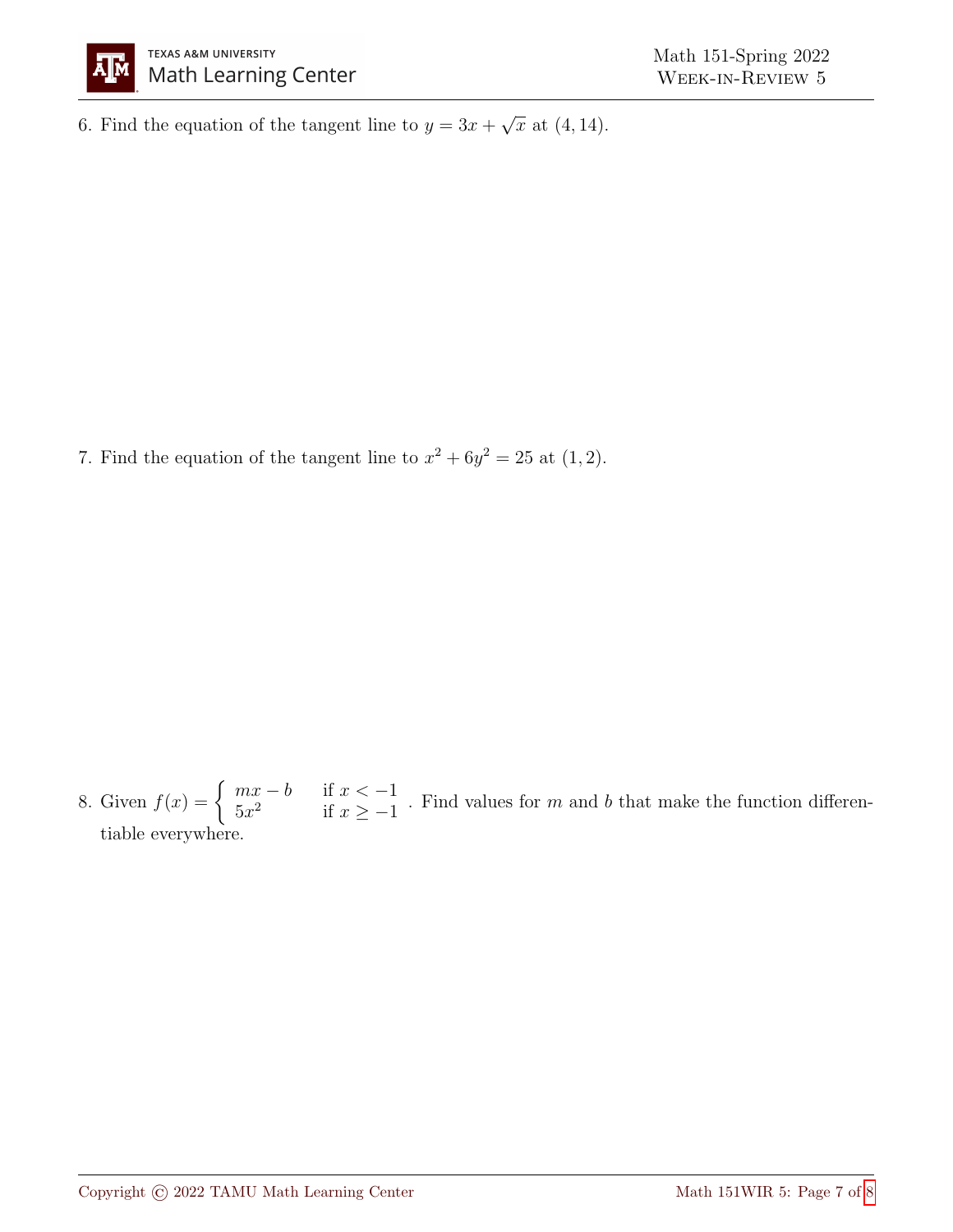6. Find the equation of the tangent line to $y = 3x + \sqrt{x}$ at $(4, 14)$.

7. Find the equation of the tangent line to $x^2 + 6y^2 = 25$ at $(1, 2)$.

8. Given $f(x) = \begin{cases} mx - b & \text{if } x < -1 \\ 5x^2 & \text{if } x \geq -1 \end{cases}$. Find values for $m$ and $b$ that make the function differentiable everywhere.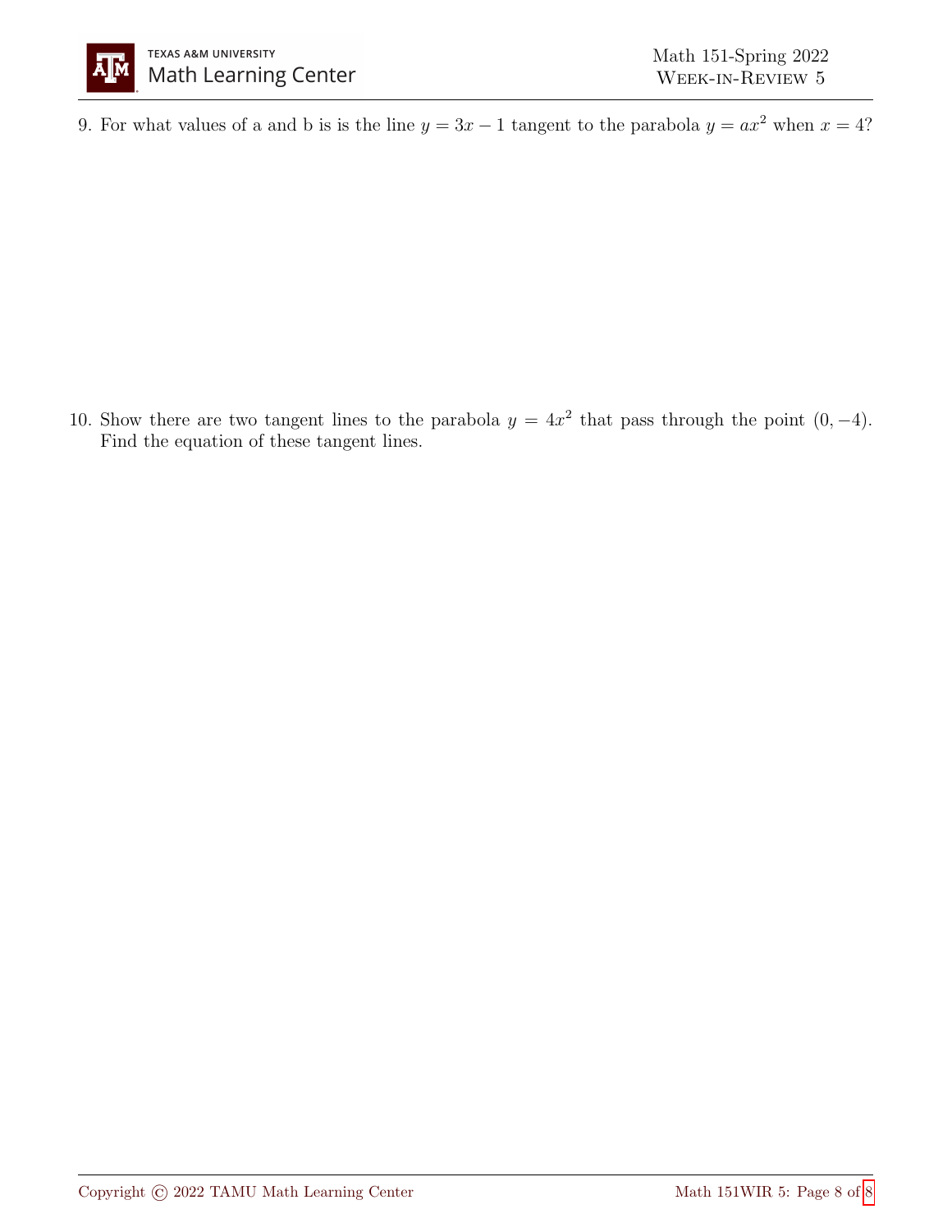9. For what values of a and b is is the line $y = 3x - 1$ tangent to the parabola $y = ax^2$ when $x = 4$?

10. Show there are two tangent lines to the parabola $y = 4x^2$ that pass through the point $(0, -4)$. Find the equation of these tangent lines.